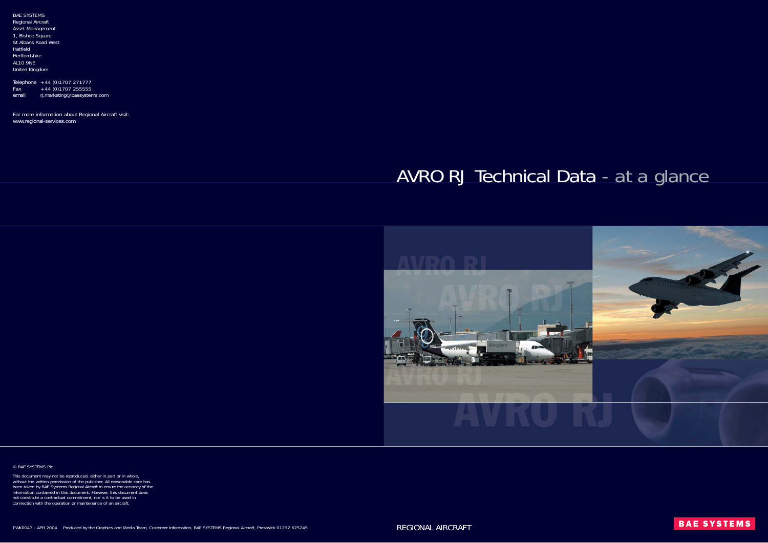BAE SYSTEMS
Regional Aircraft
Asset Management
1, Bishop Square
St Albans Road West
Hatfield
Hertfordshire
AL10 9NE
United Kingdom

Telephone +44 (0)1707 271777
Fax +44 (0)1707 255555
email rj.marketing@baesystems.com

For more information about Regional Aircraft visit:
www.regional-services.com

# AVRO RJ Technical Data - at a glance

© BAE SYSTEMS Plc

This document may not be reproduced, either in part or in whole, without the written permission of the publisher. All reasonable care has been taken by BAE Systems Regional Aircraft to ensure the accuracy of the information contained in this document. However, this document does not constitute a contractual commitment, nor is it to be used in connection with the operation or maintenance of an aircraft.

PWK0043 - APR 2004 Produced by the Graphics and Media Team, Customer Information, BAE SYSTEMS Regional Aircraft, Prestwick 01292 675245

REGIONAL AIRCRAFT

BAE SYSTEMS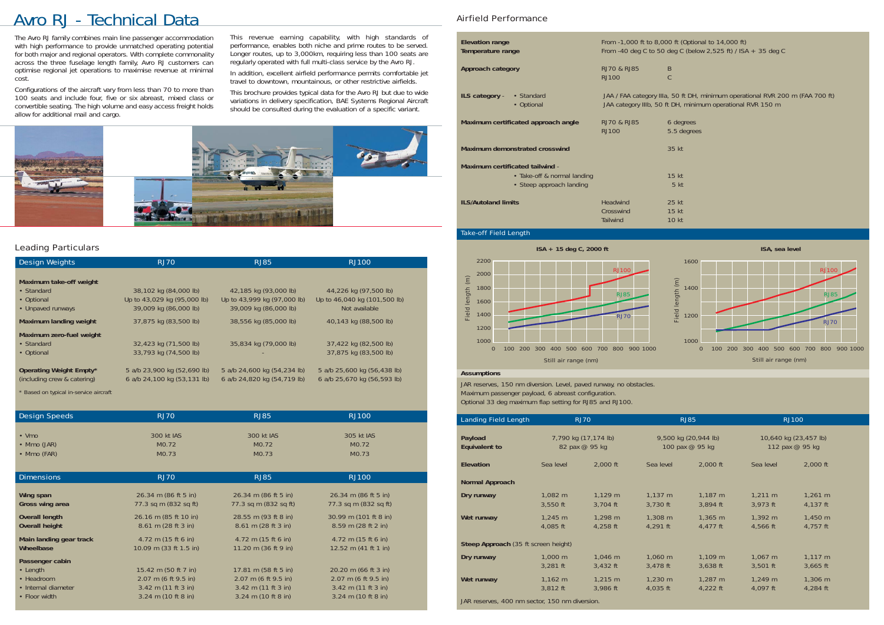# Avro RJ - Technical Data

The Avro RJ family combines main line passenger accommodation with high performance to provide unmatched operating potential for both major and regional operators. With complete commonality across the three fuselage length family, Avro RJ customers can optimise regional jet operations to maximise revenue at minimal cost.

Configurations of the aircraft vary from less than 70 to more than 100 seats and include four, five or six abreast, mixed class or convertible seating. The high volume and easy access freight holds allow for additional mail and cargo.

This revenue earning capability, with high standards of performance, enables both niche and prime routes to be served. Longer routes, up to 3,000km, requiring less than 100 seats are regularly operated with full multi-class service by the Avro RJ.

In addition, excellent airfield performance permits comfortable jet travel to downtown, mountainous, or other restrictive airfields.

This brochure provides typical data for the Avro RJ but due to wide variations in delivery specification, BAE Systems Regional Aircraft should be consulted during the evaluation of a specific variant.

## Leading Particulars

| Design Weights | RJ70 | RJ85 | RJ100 |
|---|---|---|---|
| **Maximum take-off weight** | | | |
| • Standard | 38,102 kg (84,000 lb) | 42,185 kg (93,000 lb) | 44,226 kg (97,500 lb) |
| • Optional | Up to 43,029 kg (95,000 lb) | Up to 43,999 kg (97,000 lb) | Up to 46,040 kg (101,500 lb) |
| • Unpaved runways | 39,009 kg (86,000 lb) | 39,009 kg (86,000 lb) | Not available |
| **Maximum landing weight** | 37,875 kg (83,500 lb) | 38,556 kg (85,000 lb) | 40,143 kg (88,500 lb) |
| **Maximum zero-fuel weight** | | | |
| • Standard | 32,423 kg (71,500 lb) | 35,834 kg (79,000 lb) | 37,422 kg (82,500 lb) |
| • Optional | 33,793 kg (74,500 lb) | - | 37,875 kg (83,500 lb) |
| **Operating Weight Empty*** | 5 a/b 23,900 kg (52,690 lb) | 5 a/b 24,600 kg (54,234 lb) | 5 a/b 25,600 kg (56,438 lb) |
| (including crew & catering) | 6 a/b 24,100 kg (53,131 lb) | 6 a/b 24,820 kg (54,719 lb) | 6 a/b 25,670 kg (56,593 lb) |

* Based on typical in-service aircraft

| Design Speeds | RJ70 | RJ85 | RJ100 |
|---|---|---|---|
| • Vmo | 300 kt IAS | 300 kt IAS | 305 kt IAS |
| • Mmo (JAR) | M0.72 | M0.72 | M0.72 |
| • Mmo (FAR) | M0.73 | M0.73 | M0.73 |

| Dimensions | RJ70 | RJ85 | RJ100 |
|---|---|---|---|
| **Wing span** | 26.34 m (86 ft 5 in) | 26.34 m (86 ft 5 in) | 26.34 m (86 ft 5 in) |
| **Gross wing area** | 77.3 sq m (832 sq ft) | 77.3 sq m (832 sq ft) | 77.3 sq m (832 sq ft) |
| **Overall length** | 26.16 m (85 ft 10 in) | 28.55 m (93 ft 8 in) | 30.99 m (101 ft 8 in) |
| **Overall height** | 8.61 m (28 ft 3 in) | 8.61 m (28 ft 3 in) | 8.59 m (28 ft 2 in) |
| **Main landing gear track** | 4.72 m (15 ft 6 in) | 4.72 m (15 ft 6 in) | 4.72 m (15 ft 6 in) |
| **Wheelbase** | 10.09 m (33 ft 1.5 in) | 11.20 m (36 ft 9 in) | 12.52 m (41 ft 1 in) |
| **Passenger cabin** | | | |
| • Length | 15.42 m (50 ft 7 in) | 17.81 m (58 ft 5 in) | 20.20 m (66 ft 3 in) |
| • Headroom | 2.07 m (6 ft 9.5 in) | 2.07 m (6 ft 9.5 in) | 2.07 m (6 ft 9.5 in) |
| • Internal diameter | 3.42 m (11 ft 3 in) | 3.42 m (11 ft 3 in) | 3.42 m (11 ft 3 in) |
| • Floor width | 3.24 m (10 ft 8 in) | 3.24 m (10 ft 8 in) | 3.24 m (10 ft 8 in) |

## Airfield Performance

| | | |
|---|---|---|
| **Elevation range** | From -1,000 ft to 8,000 ft (Optional to 14,000 ft) | |
| **Temperature range** | From -40 deg C to 50 deg C (below 2,525 ft) / ISA + 35 deg C | |
| **Approach category** | RJ70 & RJ85 | B |
| | RJ100 | C |
| **ILS category** - • Standard | JAA / FAA category IIIa, 50 ft DH, minimum operational RVR 200 m (FAA 700 ft) | |
| • Optional | JAA category IIIb, 50 ft DH, minimum operational RVR 150 m | |
| **Maximum certificated approach angle** | RJ70 & RJ85 | 6 degrees |
| | RJ100 | 5.5 degrees |
| **Maximum demonstrated crosswind** | | 35 kt |
| **Maximum certificated tailwind** - | | |
| • Take-off & normal landing | | 15 kt |
| • Steep approach landing | | 5 kt |
| **ILS/Autoland limits** | Headwind | 25 kt |
| | Crosswind | 15 kt |
| | Tailwind | 10 kt |

### Take-off Field Length

**ISA + 15 deg C, 2000 ft** — Field length (m) vs Still air range (nm); curves for RJ100, RJ85, RJ70.

**ISA, sea level** — Field length (m) vs Still air range (nm); curves for RJ100, RJ85, RJ70.

**Assumptions**

JAR reserves, 150 nm diversion. Level, paved runway, no obstacles.
Maximum passenger payload, 6 abreast configuration.
Optional 33 deg maximum flap setting for RJ85 and RJ100.

| Landing Field Length | RJ70 | | RJ85 | | RJ100 | |
|---|---|---|---|---|---|---|
| **Payload** | 7,790 kg (17,174 lb) | | 9,500 kg (20,944 lb) | | 10,640 kg (23,457 lb) | |
| **Equivalent to** | 82 pax @ 95 kg | | 100 pax @ 95 kg | | 112 pax @ 95 kg | |
| **Elevation** | Sea level | 2,000 ft | Sea level | 2,000 ft | Sea level | 2,000 ft |
| **Normal Approach** | | | | | | |
| **Dry runway** | 1,082 m | 1,129 m | 1,137 m | 1,187 m | 1,211 m | 1,261 m |
| | 3,550 ft | 3,704 ft | 3,730 ft | 3,894 ft | 3,973 ft | 4,137 ft |
| **Wet runway** | 1,245 m | 1,298 m | 1,308 m | 1,365 m | 1,392 m | 1,450 m |
| | 4,085 ft | 4,258 ft | 4,291 ft | 4,477 ft | 4,566 ft | 4,757 ft |
| **Steep Approach** (35 ft screen height) | | | | | | |
| **Dry runway** | 1,000 m | 1,046 m | 1,060 m | 1,109 m | 1,067 m | 1,117 m |
| | 3,281 ft | 3,432 ft | 3,478 ft | 3,638 ft | 3,501 ft | 3,665 ft |
| **Wet runway** | 1,162 m | 1,215 m | 1,230 m | 1,287 m | 1,249 m | 1,306 m |
| | 3,812 ft | 3,986 ft | 4,035 ft | 4,222 ft | 4,097 ft | 4,284 ft |

JAR reserves, 400 nm sector, 150 nm diversion.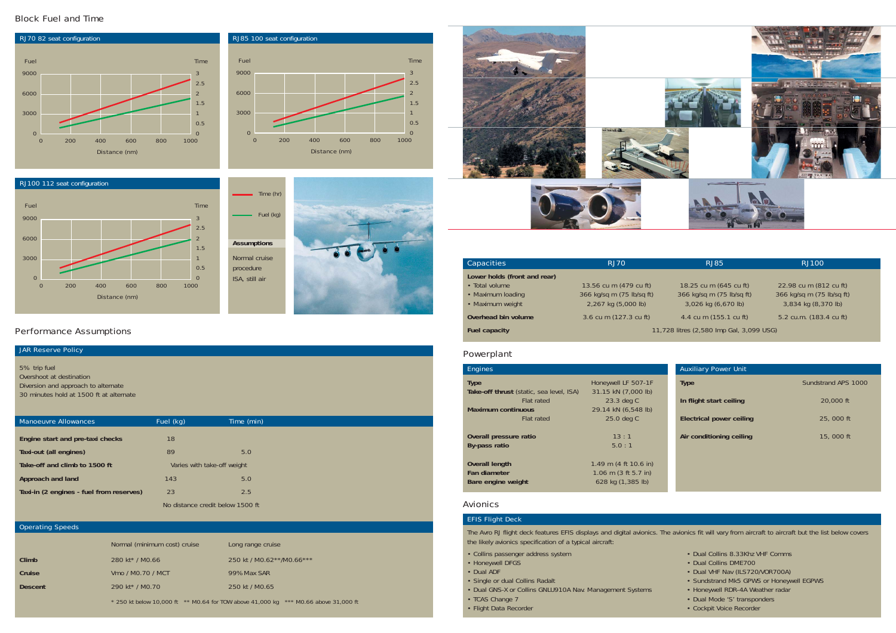## Block Fuel and Time

**RJ70 82 seat configuration**

**RJ85 100 seat configuration**

**RJ100 112 seat configuration**

Time (hr)

Fuel (kg)

**Assumptions**

Normal cruise procedure

ISA, still air

## Performance Assumptions

### JAR Reserve Policy

5% trip fuel
Overshoot at destination
Diversion and approach to alternate
30 minutes hold at 1500 ft at alternate

| Manoeuvre Allowances | Fuel (kg) | Time (min) |
|---|---|---|
| **Engine start and pre-taxi checks** | 18 | |
| **Taxi-out (all engines)** | 89 | 5.0 |
| **Take-off and climb to 1500 ft** | Varies with take-off weight | |
| **Approach and land** | 143 | 5.0 |
| **Taxi-in (2 engines - fuel from reserves)** | 23 | 2.5 |
| | No distance credit below 1500 ft | |

| Operating Speeds | Normal (minimum cost) cruise | Long range cruise |
|---|---|---|
| **Climb** | 280 kt* / M0.66 | 250 kt / M0.62**/M0.66*** |
| **Cruise** | Vmo / M0.70 / MCT | 99% Max SAR |
| **Descent** | 290 kt* / M0.70 | 250 kt / M0.65 |

* 250 kt below 10,000 ft ** M0.64 for TOW above 41,000 kg *** M0.66 above 31,000 ft

| Capacities | RJ70 | RJ85 | RJ100 |
|---|---|---|---|
| **Lower holds (front and rear)** | | | |
| • Total volume | 13.56 cu m (479 cu ft) | 18.25 cu m (645 cu ft) | 22.98 cu m (812 cu ft) |
| • Maximum loading | 366 kg/sq m (75 lb/sq ft) | 366 kg/sq m (75 lb/sq ft) | 366 kg/sq m (75 lb/sq ft) |
| • Maximum weight | 2,267 kg (5,000 lb) | 3,026 kg (6,670 lb) | 3,834 kg (8,370 lb) |
| **Overhead bin volume** | 3.6 cu m (127.3 cu ft) | 4.4 cu m (155.1 cu ft) | 5.2 cu.m. (183.4 cu ft) |
| **Fuel capacity** | 11,728 litres (2,580 Imp Gal, 3,099 USG) | | |

## Powerplant

| Engines | |
|---|---|
| **Type** | Honeywell LF 507-1F |
| **Take-off thrust** (static, sea level, ISA) | 31.15 kN (7,000 lb) |
| Flat rated | 23.3 deg C |
| **Maximum continuous** | 29.14 kN (6,548 lb) |
| Flat rated | 25.0 deg C |
| **Overall pressure ratio** | 13 : 1 |
| **By-pass ratio** | 5.0 : 1 |
| **Overall length** | 1.49 m (4 ft 10.6 in) |
| **Fan diameter** | 1.06 m (3 ft 5.7 in) |
| **Bare engine weight** | 628 kg (1,385 lb) |

| Auxiliary Power Unit | |
|---|---|
| **Type** | Sundstrand APS 1000 |
| **In flight start ceiling** | 20,000 ft |
| **Electrical power ceiling** | 25, 000 ft |
| **Air conditioning ceiling** | 15, 000 ft |

## Avionics

### EFIS Flight Deck

The Avro RJ flight deck features EFIS displays and digital avionics. The avionics fit will vary from aircraft to aircraft but the list below covers the likely avionics specification of a typical aircraft:

- Collins passenger address system
- Honeywell DFGS
- Dual ADF
- Single or dual Collins Radalt
- Dual GNS-X or Collins GNLU910A Nav. Management Systems
- TCAS Change 7
- Flight Data Recorder
- Dual Collins 8.33Khz VHF Comms
- Dual Collins DME700
- Dual VHF Nav (ILS720/VOR700A)
- Sundstrand Mk5 GPWS or Honeywell EGPWS
- Honeywell RDR-4A Weather radar
- Dual Mode 'S' transponders
- Cockpit Voice Recorder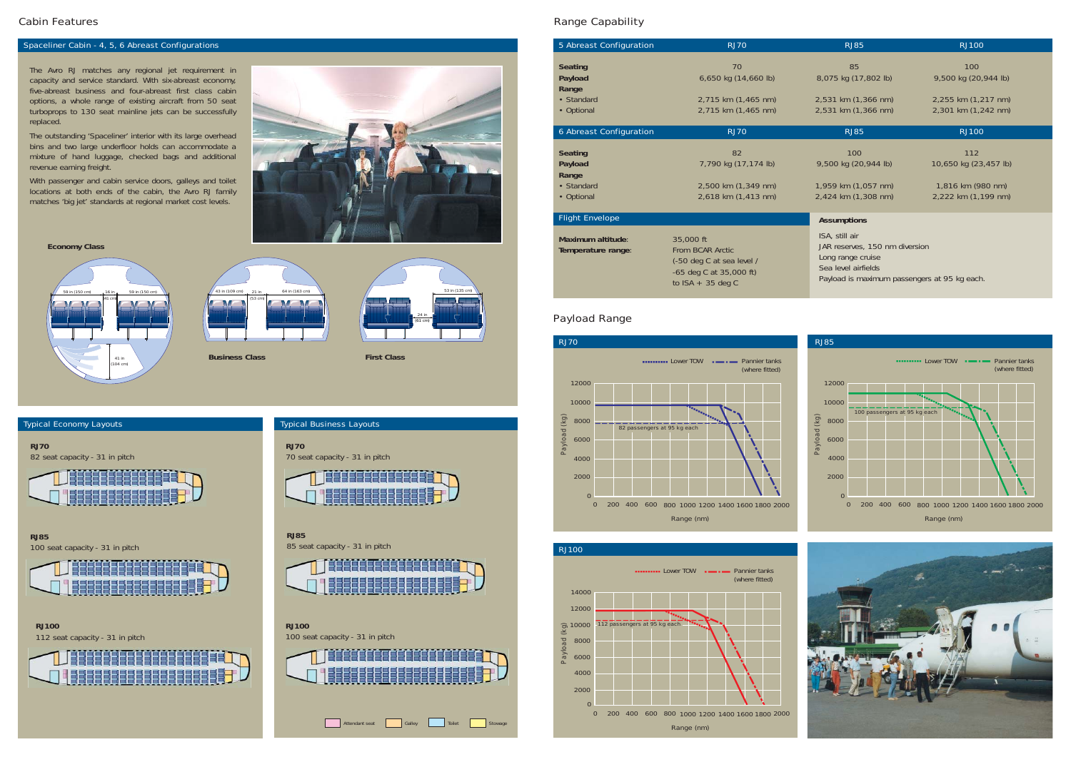# Cabin Features

## Spaceliner Cabin - 4, 5, 6 Abreast Configurations

The Avro RJ matches any regional jet requirement in capacity and service standard. With six-abreast economy, five-abreast business and four-abreast first class cabin options, a whole range of existing aircraft from 50 seat turboprops to 130 seat mainline jets can be successfully replaced.

The outstanding 'Spaceliner' interior with its large overhead bins and two large underfloor holds can accommodate a mixture of hand luggage, checked bags and additional revenue earning freight.

With passenger and cabin service doors, galleys and toilet locations at both ends of the cabin, the Avro RJ family matches 'big jet' standards at regional market cost levels.

**Economy Class**

59 in (150 cm)
16 in (41 cm)
59 in (150 cm)
41 in (104 cm)

**Business Class**

43 in (109 cm)
21 in (53 cm)
64 in (163 cm)

**First Class**

53 in (135 cm)
24 in (61 cm)

## Typical Economy Layouts

**RJ70**
82 seat capacity - 31 in pitch

**RJ85**
100 seat capacity - 31 in pitch

**RJ100**
112 seat capacity - 31 in pitch

## Typical Business Layouts

**RJ70**
70 seat capacity - 31 in pitch

**RJ85**
85 seat capacity - 31 in pitch

**RJ100**
100 seat capacity - 31 in pitch

Attendant seat | Galley | Toilet | Stowage

# Range Capability

| 5 Abreast Configuration | RJ70 | RJ85 | RJ100 |
|---|---|---|---|
| **Seating** | 70 | 85 | 100 |
| **Payload** | 6,650 kg (14,660 lb) | 8,075 kg (17,802 lb) | 9,500 kg (20,944 lb) |
| **Range** | | | |
| • Standard | 2,715 km (1,465 nm) | 2,531 km (1,366 nm) | 2,255 km (1,217 nm) |
| • Optional | 2,715 km (1,465 nm) | 2,531 km (1,366 nm) | 2,301 km (1,242 nm) |

| 6 Abreast Configuration | RJ70 | RJ85 | RJ100 |
|---|---|---|---|
| **Seating** | 82 | 100 | 112 |
| **Payload** | 7,790 kg (17,174 lb) | 9,500 kg (20,944 lb) | 10,650 kg (23,457 lb) |
| **Range** | | | |
| • Standard | 2,500 km (1,349 nm) | 1,959 km (1,057 nm) | 1,816 km (980 nm) |
| • Optional | 2,618 km (1,413 nm) | 2,424 km (1,308 nm) | 2,222 km (1,199 nm) |

## Flight Envelope

**Maximum altitude:** 35,000 ft
**Temperature range:** From BCAR Arctic (-50 deg C at sea level / -65 deg C at 35,000 ft) to ISA + 35 deg C

**Assumptions**

ISA, still air
JAR reserves, 150 nm diversion
Long range cruise
Sea level airfields
Payload is maximum passengers at 95 kg each.

# Payload Range

**RJ70**

Lower TOW
Pannier tanks (where fitted)
82 passengers at 95 kg each
Payload (kg): 0, 2000, 4000, 6000, 8000, 10000, 12000
Range (nm): 0, 200, 400, 600, 800, 1000, 1200, 1400, 1600, 1800, 2000

**RJ85**

Lower TOW
Pannier tanks (where fitted)
100 passengers at 95 kg each
Payload (kg): 0, 2000, 4000, 6000, 8000, 10000, 12000
Range (nm): 0, 200, 400, 600, 800, 1000, 1200, 1400, 1600, 1800, 2000

**RJ100**

Lower TOW
Pannier tanks (where fitted)
112 passengers at 95 kg each
Payload (kg): 0, 2000, 4000, 6000, 8000, 10000, 12000, 14000
Range (nm): 0, 200, 400, 600, 800, 1000, 1200, 1400, 1600, 1800, 2000